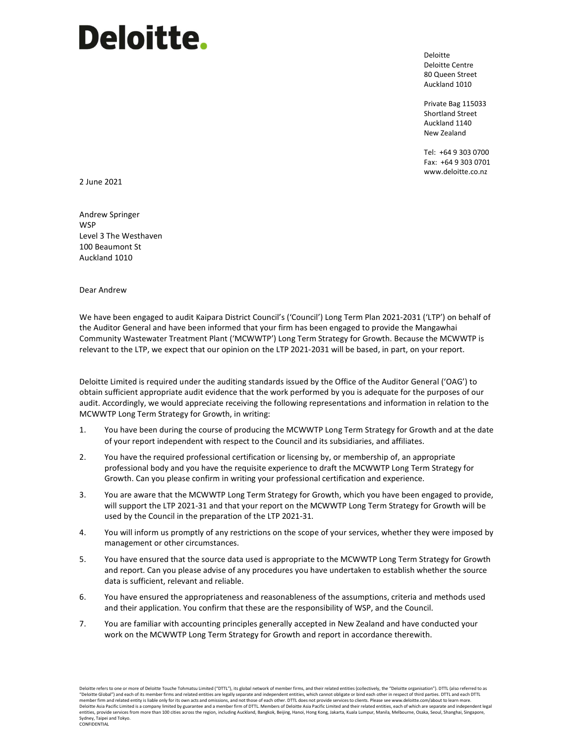# Deloitte.

Deloitte
Deloitte Centre
80 Queen Street
Auckland 1010

Private Bag 115033
Shortland Street
Auckland 1140
New Zealand

Tel: +64 9 303 0700
Fax: +64 9 303 0701
www.deloitte.co.nz

2 June 2021

Andrew Springer
WSP
Level 3 The Westhaven
100 Beaumont St
Auckland 1010

Dear Andrew

We have been engaged to audit Kaipara District Council's ('Council') Long Term Plan 2021-2031 ('LTP') on behalf of the Auditor General and have been informed that your firm has been engaged to provide the Mangawhai Community Wastewater Treatment Plant ('MCWWTP') Long Term Strategy for Growth. Because the MCWWTP is relevant to the LTP, we expect that our opinion on the LTP 2021-2031 will be based, in part, on your report.

Deloitte Limited is required under the auditing standards issued by the Office of the Auditor General ('OAG') to obtain sufficient appropriate audit evidence that the work performed by you is adequate for the purposes of our audit. Accordingly, we would appreciate receiving the following representations and information in relation to the MCWWTP Long Term Strategy for Growth, in writing:

1. You have been during the course of producing the MCWWTP Long Term Strategy for Growth and at the date of your report independent with respect to the Council and its subsidiaries, and affiliates.
2. You have the required professional certification or licensing by, or membership of, an appropriate professional body and you have the requisite experience to draft the MCWWTP Long Term Strategy for Growth. Can you please confirm in writing your professional certification and experience.
3. You are aware that the MCWWTP Long Term Strategy for Growth, which you have been engaged to provide, will support the LTP 2021-31 and that your report on the MCWWTP Long Term Strategy for Growth will be used by the Council in the preparation of the LTP 2021-31.
4. You will inform us promptly of any restrictions on the scope of your services, whether they were imposed by management or other circumstances.
5. You have ensured that the source data used is appropriate to the MCWWTP Long Term Strategy for Growth and report. Can you please advise of any procedures you have undertaken to establish whether the source data is sufficient, relevant and reliable.
6. You have ensured the appropriateness and reasonableness of the assumptions, criteria and methods used and their application. You confirm that these are the responsibility of WSP, and the Council.
7. You are familiar with accounting principles generally accepted in New Zealand and have conducted your work on the MCWWTP Long Term Strategy for Growth and report in accordance therewith.

Deloitte refers to one or more of Deloitte Touche Tohmatsu Limited ("DTTL"), its global network of member firms, and their related entities (collectively, the "Deloitte organisation"). DTTL (also referred to as "Deloitte Global") and each of its member firms and related entities are legally separate and independent entities, which cannot obligate or bind each other in respect of third parties. DTTL and each DTTL member firm and related entity is liable only for its own acts and omissions, and not those of each other. DTTL does not provide services to clients. Please see www.deloitte.com/about to learn more.
Deloitte Asia Pacific Limited is a company limited by guarantee and a member firm of DTTL. Members of Deloitte Asia Pacific Limited and their related entities, each of which are separate and independent legal entities, provide services from more than 100 cities across the region, including Auckland, Bangkok, Beijing, Hanoi, Hong Kong, Jakarta, Kuala Lumpur, Manila, Melbourne, Osaka, Seoul, Shanghai, Singapore, Sydney, Taipei and Tokyo.
CONFIDENTIAL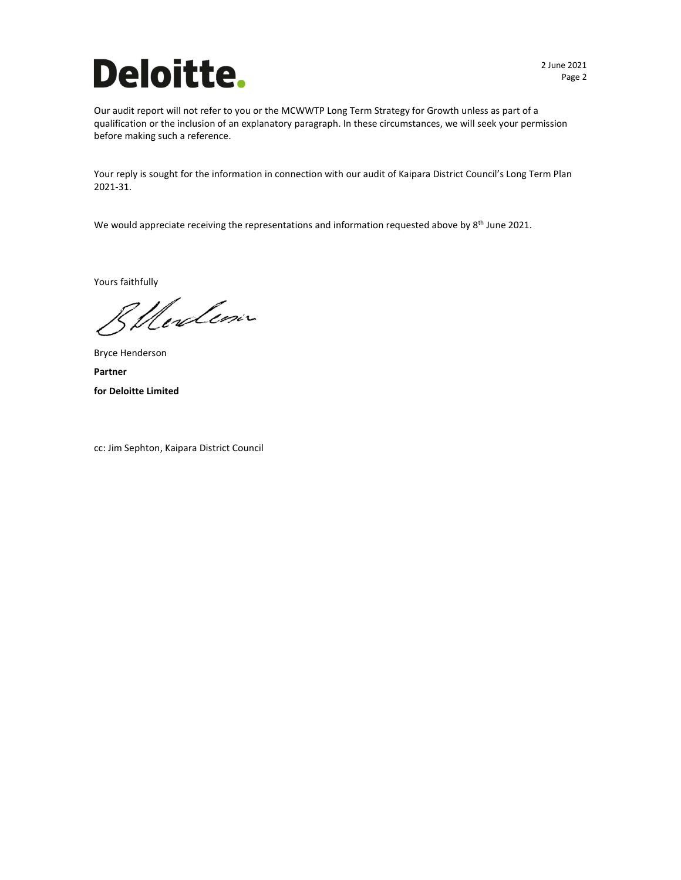Our audit report will not refer to you or the MCWWTP Long Term Strategy for Growth unless as part of a qualification or the inclusion of an explanatory paragraph. In these circumstances, we will seek your permission before making such a reference.

Your reply is sought for the information in connection with our audit of Kaipara District Council's Long Term Plan 2021-31.

We would appreciate receiving the representations and information requested above by 8th June 2021.

Yours faithfully

Bryce Henderson

**Partner**

**for Deloitte Limited**

cc: Jim Sephton, Kaipara District Council